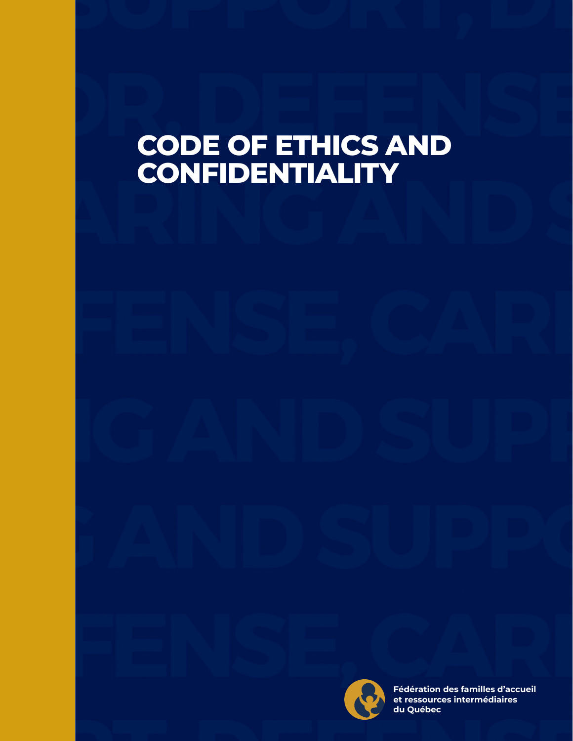# CODE OF ETHICS AND CONFIDENTIALITY

Fédération des familles d'accueil et ressources intermédiaires du Québec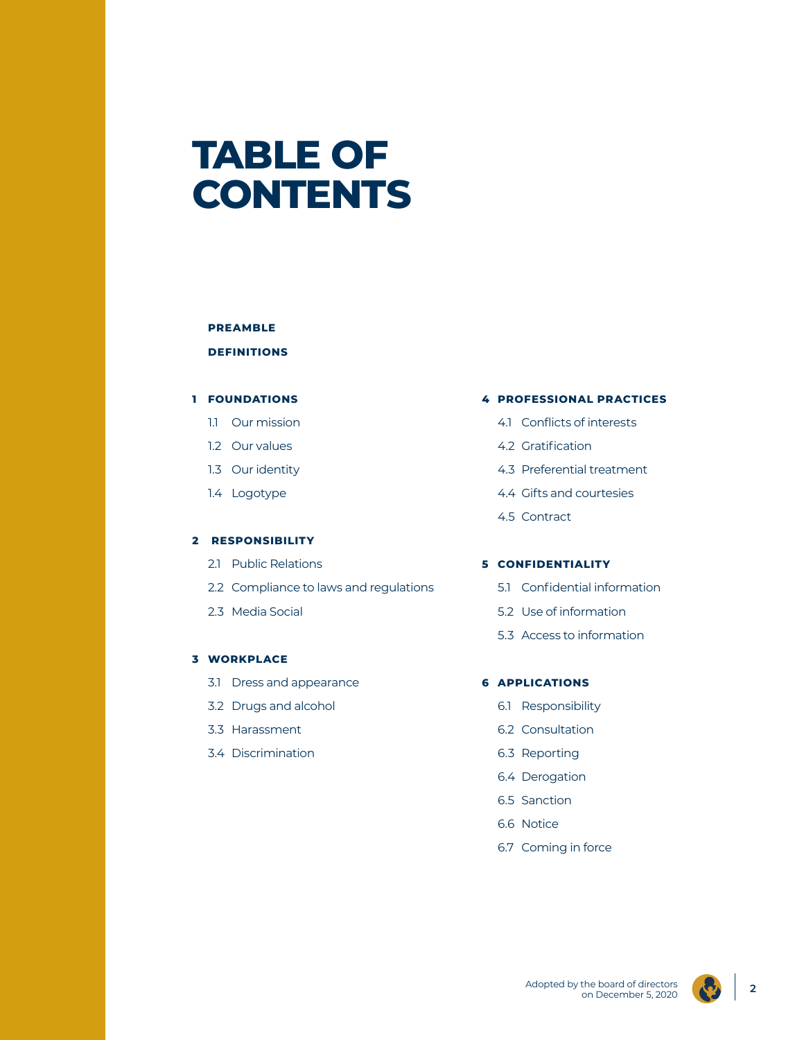# TABLE OF CONTENTS

**PREAMBLE**

**DEFINITIONS**

**1 FOUNDATIONS**

- 1.1 Our mission
- 1.2 Our values
- 1.3 Our identity
- 1.4 Logotype

**2 RESPONSIBILITY**

- 2.1 Public Relations
- 2.2 Compliance to laws and regulations
- 2.3 Media Social

**3 WORKPLACE**

- 3.1 Dress and appearance
- 3.2 Drugs and alcohol
- 3.3 Harassment
- 3.4 Discrimination

**4 PROFESSIONAL PRACTICES**

- 4.1 Conflicts of interests
- 4.2 Gratification
- 4.3 Preferential treatment
- 4.4 Gifts and courtesies
- 4.5 Contract

**5 CONFIDENTIALITY**

- 5.1 Confidential information
- 5.2 Use of information
- 5.3 Access to information

**6 APPLICATIONS**

- 6.1 Responsibility
- 6.2 Consultation
- 6.3 Reporting
- 6.4 Derogation
- 6.5 Sanction
- 6.6 Notice
- 6.7 Coming in force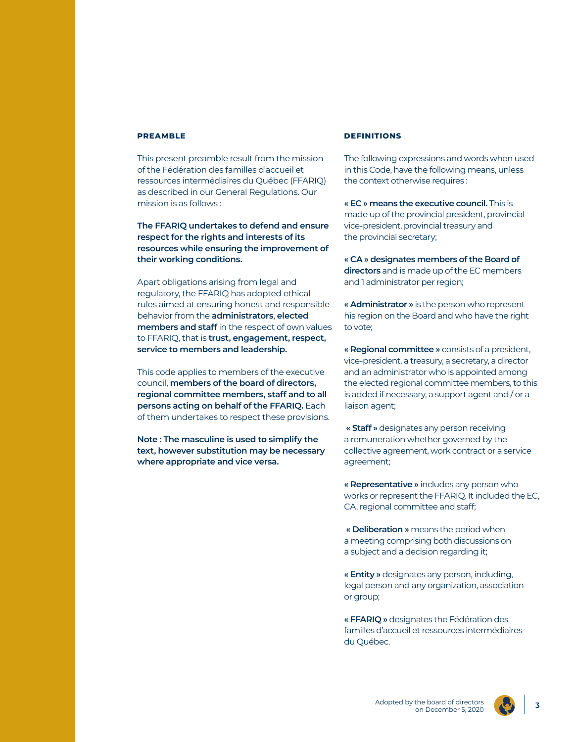## PREAMBLE

This present preamble result from the mission of the Fédération des familles d'accueil et ressources intermédiaires du Québec (FFARIQ) as described in our General Regulations. Our mission is as follows :

**The FFARIQ undertakes to defend and ensure respect for the rights and interests of its resources while ensuring the improvement of their working conditions.**

Apart obligations arising from legal and regulatory, the FFARIQ has adopted ethical rules aimed at ensuring honest and responsible behavior from the **administrators**, **elected members and staff** in the respect of own values to FFARIQ, that is **trust, engagement, respect, service to members and leadership.**

This code applies to members of the executive council, **members of the board of directors, regional committee members, staff and to all persons acting on behalf of the FFARIQ.** Each of them undertakes to respect these provisions.

**Note : The masculine is used to simplify the text, however substitution may be necessary where appropriate and vice versa.**

## DEFINITIONS

The following expressions and words when used in this Code, have the following means, unless the context otherwise requires :

**« EC » means the executive council.** This is made up of the provincial president, provincial vice-president, provincial treasury and the provincial secretary;

**« CA » designates members of the Board of directors** and is made up of the EC members and 1 administrator per region;

**« Administrator »** is the person who represent his region on the Board and who have the right to vote;

**« Regional committee »** consists of a president, vice-president, a treasury, a secretary, a director and an administrator who is appointed among the elected regional committee members, to this is added if necessary, a support agent and / or a liaison agent;

**« Staff »** designates any person receiving a remuneration whether governed by the collective agreement, work contract or a service agreement;

**« Representative »** includes any person who works or represent the FFARIQ. It included the EC, CA, regional committee and staff;

**« Deliberation »** means the period when a meeting comprising both discussions on a subject and a decision regarding it;

**« Entity »** designates any person, including, legal person and any organization, association or group;

**« FFARIQ »** designates the Fédération des familles d'accueil et ressources intermédiaires du Québec.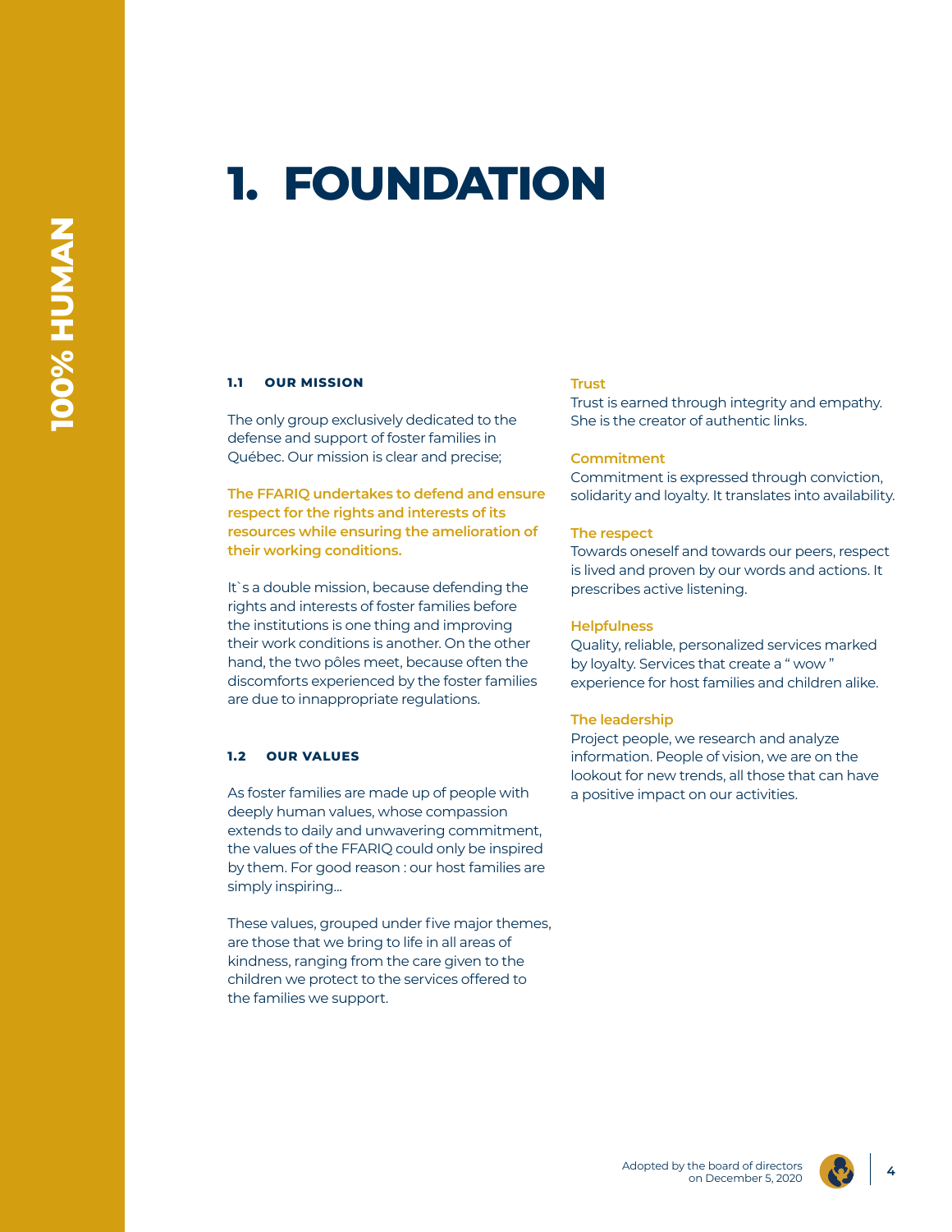# 1. FOUNDATION

### 1.1 OUR MISSION

The only group exclusively dedicated to the defense and support of foster families in Québec. Our mission is clear and precise;

**The FFARIQ undertakes to defend and ensure respect for the rights and interests of its resources while ensuring the amelioration of their working conditions.**

It`s a double mission, because defending the rights and interests of foster families before the institutions is one thing and improving their work conditions is another. On the other hand, the two pôles meet, because often the discomforts experienced by the foster families are due to innappropriate regulations.

### 1.2 OUR VALUES

As foster families are made up of people with deeply human values, whose compassion extends to daily and unwavering commitment, the values of the FFARIQ could only be inspired by them. For good reason : our host families are simply inspiring...

These values, grouped under five major themes, are those that we bring to life in all areas of kindness, ranging from the care given to the children we protect to the services offered to the families we support.

**Trust**
Trust is earned through integrity and empathy. She is the creator of authentic links.

**Commitment**
Commitment is expressed through conviction, solidarity and loyalty. It translates into availability.

**The respect**
Towards oneself and towards our peers, respect is lived and proven by our words and actions. It prescribes active listening.

**Helpfulness**
Quality, reliable, personalized services marked by loyalty. Services that create a " wow " experience for host families and children alike.

**The leadership**
Project people, we research and analyze information. People of vision, we are on the lookout for new trends, all those that can have a positive impact on our activities.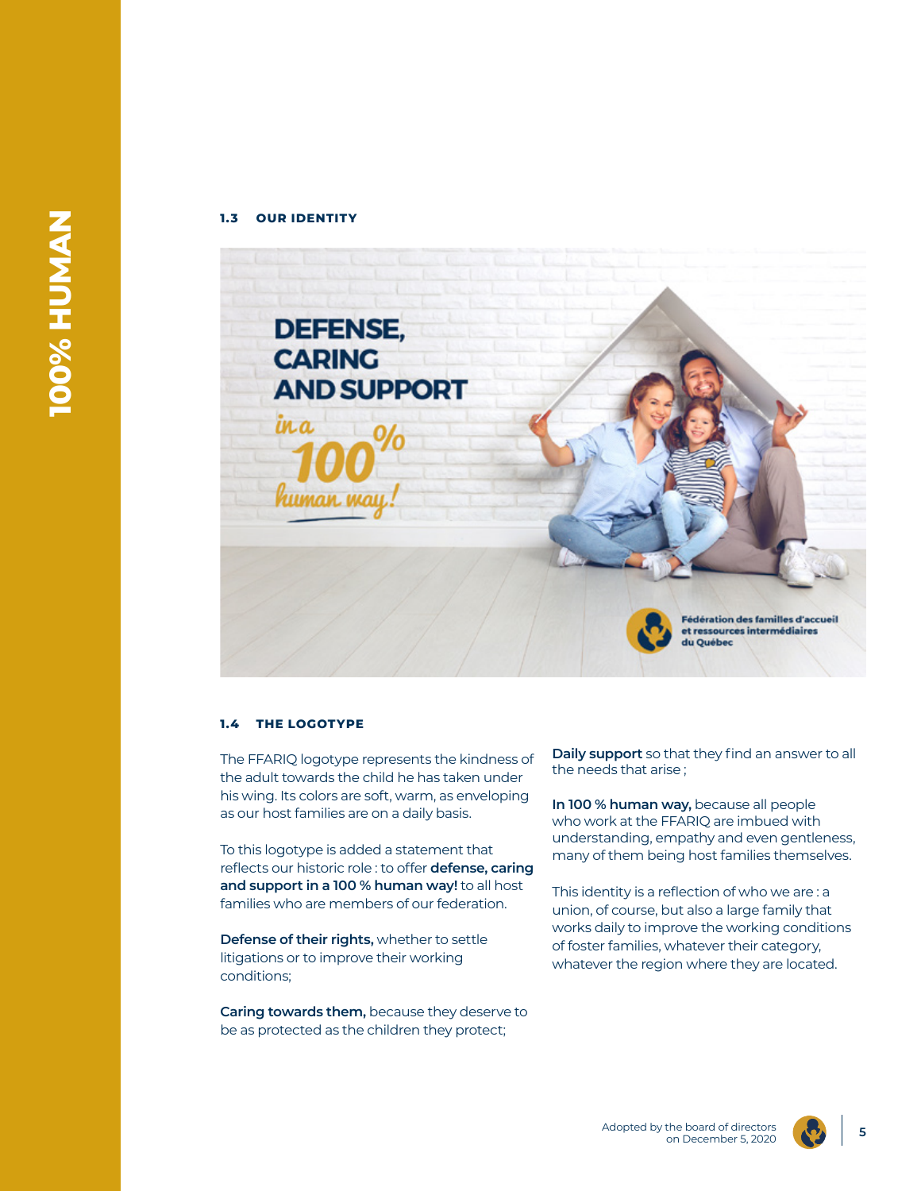### 1.3 OUR IDENTITY

DEFENSE, CARING AND SUPPORT in a 100% human way!

Fédération des familles d'accueil et ressources intermédiaires du Québec

### 1.4 THE LOGOTYPE

The FFARIQ logotype represents the kindness of the adult towards the child he has taken under his wing. Its colors are soft, warm, as enveloping as our host families are on a daily basis.

To this logotype is added a statement that reflects our historic role : to offer **defense, caring and support in a 100 % human way!** to all host families who are members of our federation.

**Defense of their rights,** whether to settle litigations or to improve their working conditions;

**Caring towards them,** because they deserve to be as protected as the children they protect;

**Daily support** so that they find an answer to all the needs that arise ;

**In 100 % human way,** because all people who work at the FFARIQ are imbued with understanding, empathy and even gentleness, many of them being host families themselves.

This identity is a reflection of who we are : a union, of course, but also a large family that works daily to improve the working conditions of foster families, whatever their category, whatever the region where they are located.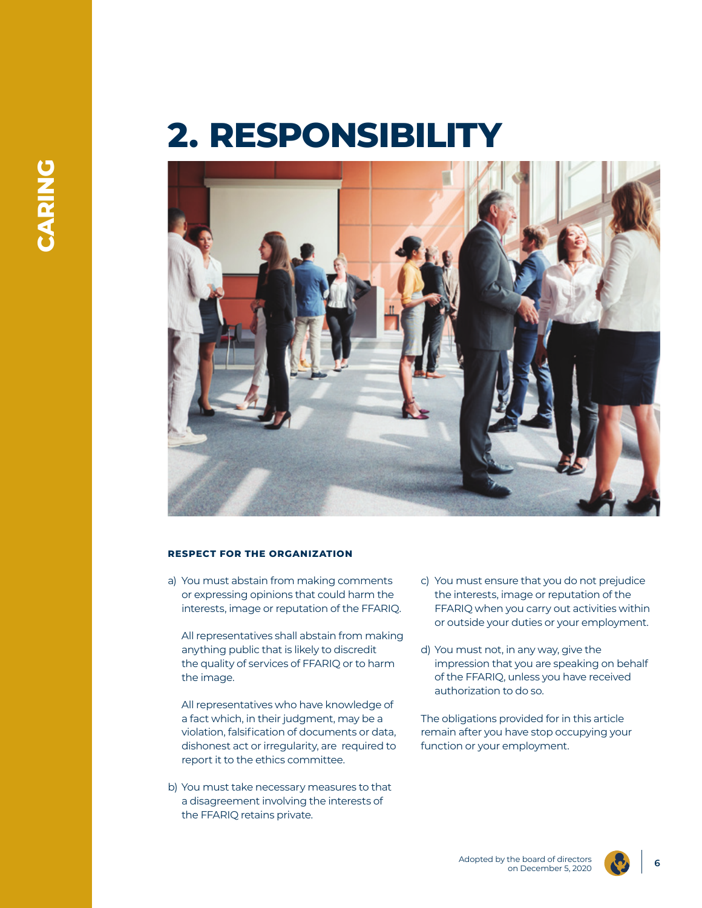# 2. RESPONSIBILITY

**RESPECT FOR THE ORGANIZATION**

a) You must abstain from making comments or expressing opinions that could harm the interests, image or reputation of the FFARIQ.

All representatives shall abstain from making anything public that is likely to discredit the quality of services of FFARIQ or to harm the image.

All representatives who have knowledge of a fact which, in their judgment, may be a violation, falsification of documents or data, dishonest act or irregularity, are required to report it to the ethics committee.

b) You must take necessary measures to that a disagreement involving the interests of the FFARIQ retains private.

c) You must ensure that you do not prejudice the interests, image or reputation of the FFARIQ when you carry out activities within or outside your duties or your employment.

d) You must not, in any way, give the impression that you are speaking on behalf of the FFARIQ, unless you have received authorization to do so.

The obligations provided for in this article remain after you have stop occupying your function or your employment.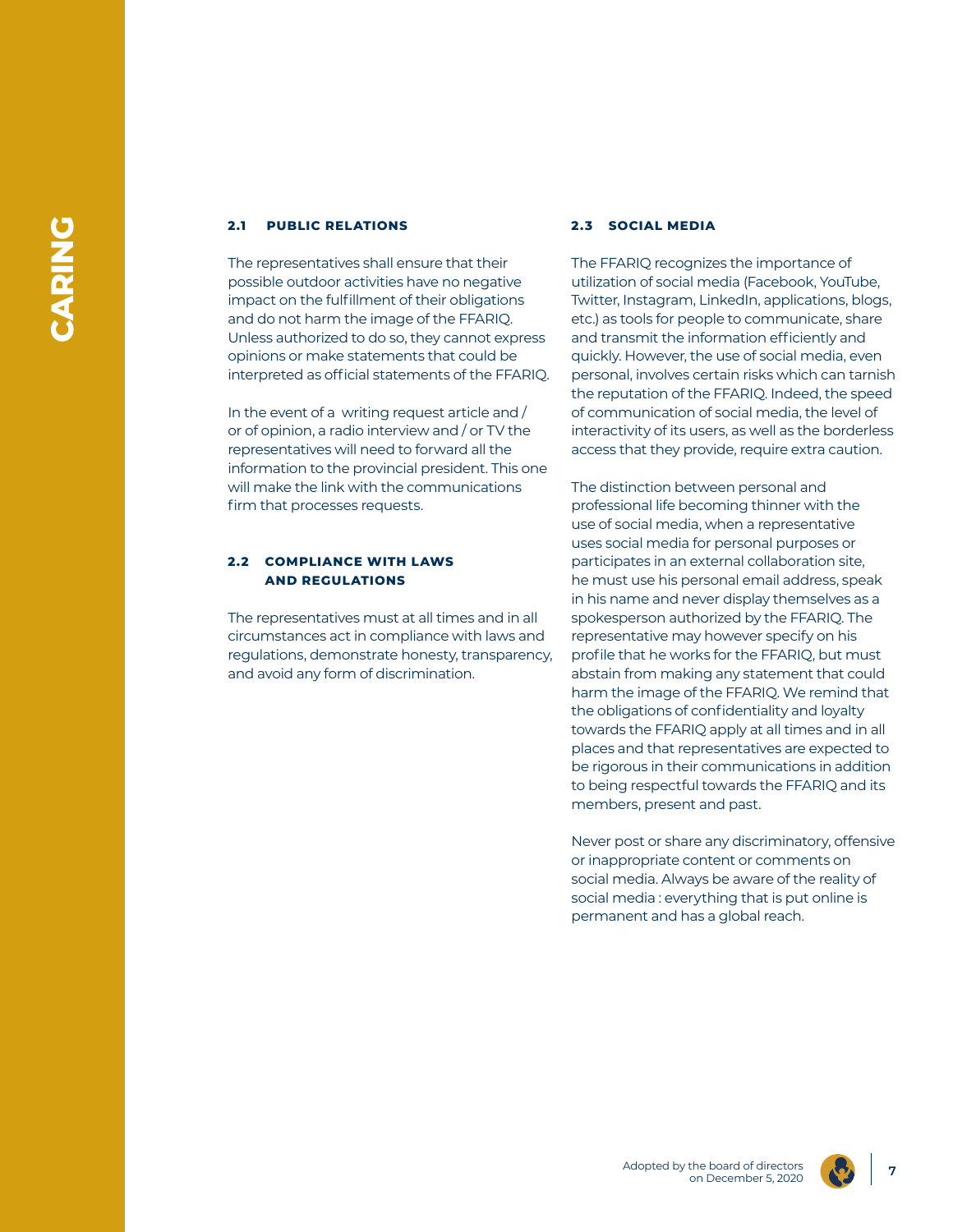**CARING**

### 2.1 PUBLIC RELATIONS

The representatives shall ensure that their possible outdoor activities have no negative impact on the fulfillment of their obligations and do not harm the image of the FFARIQ. Unless authorized to do so, they cannot express opinions or make statements that could be interpreted as official statements of the FFARIQ.

In the event of a writing request article and / or of opinion, a radio interview and / or TV the representatives will need to forward all the information to the provincial president. This one will make the link with the communications firm that processes requests.

### 2.2 COMPLIANCE WITH LAWS AND REGULATIONS

The representatives must at all times and in all circumstances act in compliance with laws and regulations, demonstrate honesty, transparency, and avoid any form of discrimination.

### 2.3 SOCIAL MEDIA

The FFARIQ recognizes the importance of utilization of social media (Facebook, YouTube, Twitter, Instagram, LinkedIn, applications, blogs, etc.) as tools for people to communicate, share and transmit the information efficiently and quickly. However, the use of social media, even personal, involves certain risks which can tarnish the reputation of the FFARIQ. Indeed, the speed of communication of social media, the level of interactivity of its users, as well as the borderless access that they provide, require extra caution.

The distinction between personal and professional life becoming thinner with the use of social media, when a representative uses social media for personal purposes or participates in an external collaboration site, he must use his personal email address, speak in his name and never display themselves as a spokesperson authorized by the FFARIQ. The representative may however specify on his profile that he works for the FFARIQ, but must abstain from making any statement that could harm the image of the FFARIQ. We remind that the obligations of confidentiality and loyalty towards the FFARIQ apply at all times and in all places and that representatives are expected to be rigorous in their communications in addition to being respectful towards the FFARIQ and its members, present and past.

Never post or share any discriminatory, offensive or inappropriate content or comments on social media. Always be aware of the reality of social media : everything that is put online is permanent and has a global reach.

Adopted by the board of directors on December 5, 2020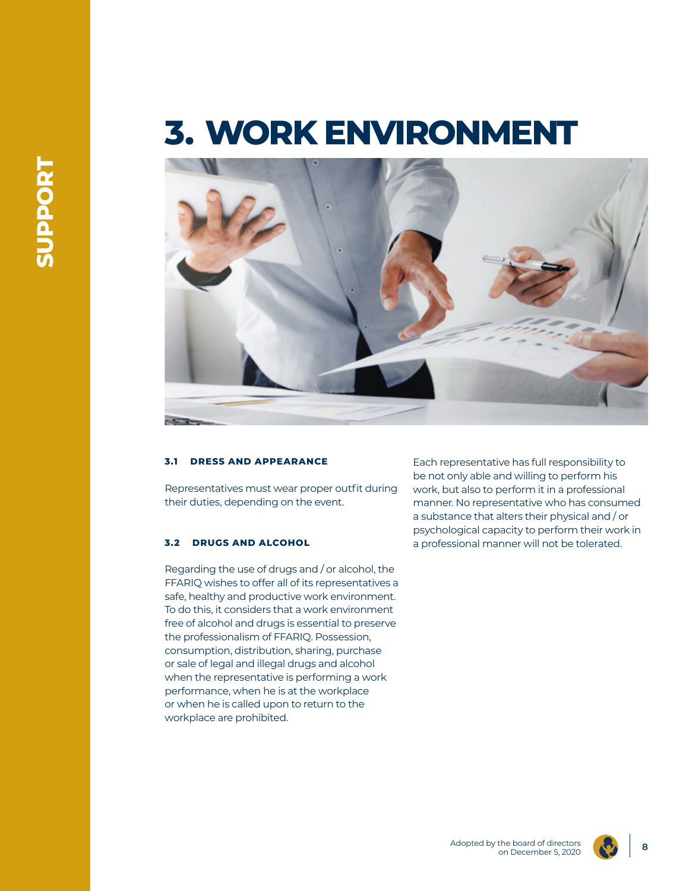# 3. WORK ENVIRONMENT

### 3.1 DRESS AND APPEARANCE

Representatives must wear proper outfit during their duties, depending on the event.

### 3.2 DRUGS AND ALCOHOL

Regarding the use of drugs and / or alcohol, the FFARIQ wishes to offer all of its representatives a safe, healthy and productive work environment. To do this, it considers that a work environment free of alcohol and drugs is essential to preserve the professionalism of FFARIQ. Possession, consumption, distribution, sharing, purchase or sale of legal and illegal drugs and alcohol when the representative is performing a work performance, when he is at the workplace or when he is called upon to return to the workplace are prohibited.

Each representative has full responsibility to be not only able and willing to perform his work, but also to perform it in a professional manner. No representative who has consumed a substance that alters their physical and / or psychological capacity to perform their work in a professional manner will not be tolerated.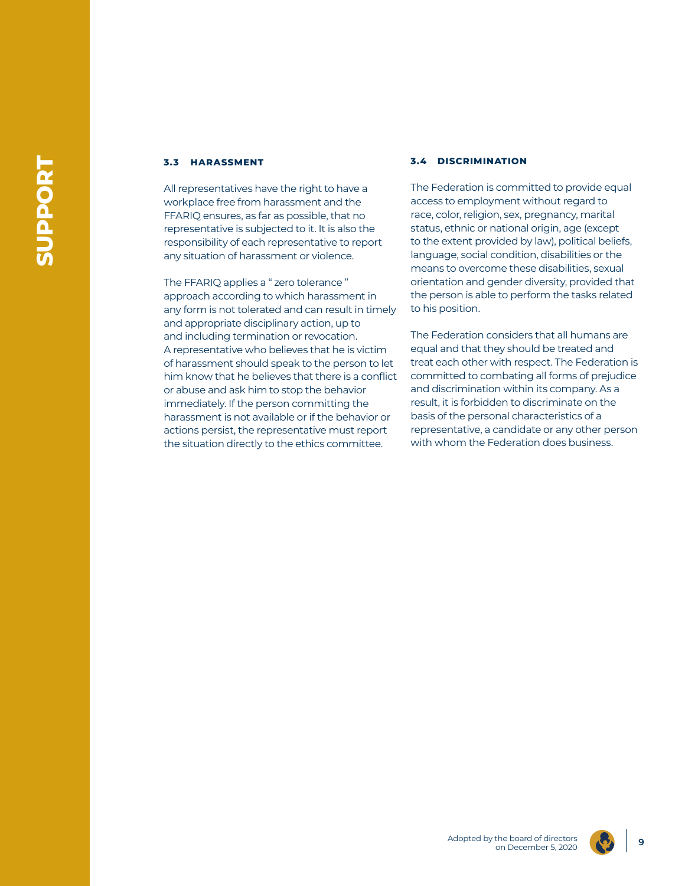### 3.3 HARASSMENT

All representatives have the right to have a workplace free from harassment and the FFARIQ ensures, as far as possible, that no representative is subjected to it. It is also the responsibility of each representative to report any situation of harassment or violence.

The FFARIQ applies a " zero tolerance " approach according to which harassment in any form is not tolerated and can result in timely and appropriate disciplinary action, up to and including termination or revocation. A representative who believes that he is victim of harassment should speak to the person to let him know that he believes that there is a conflict or abuse and ask him to stop the behavior immediately. If the person committing the harassment is not available or if the behavior or actions persist, the representative must report the situation directly to the ethics committee.

### 3.4 DISCRIMINATION

The Federation is committed to provide equal access to employment without regard to race, color, religion, sex, pregnancy, marital status, ethnic or national origin, age (except to the extent provided by law), political beliefs, language, social condition, disabilities or the means to overcome these disabilities, sexual orientation and gender diversity, provided that the person is able to perform the tasks related to his position.

The Federation considers that all humans are equal and that they should be treated and treat each other with respect. The Federation is committed to combating all forms of prejudice and discrimination within its company. As a result, it is forbidden to discriminate on the basis of the personal characteristics of a representative, a candidate or any other person with whom the Federation does business.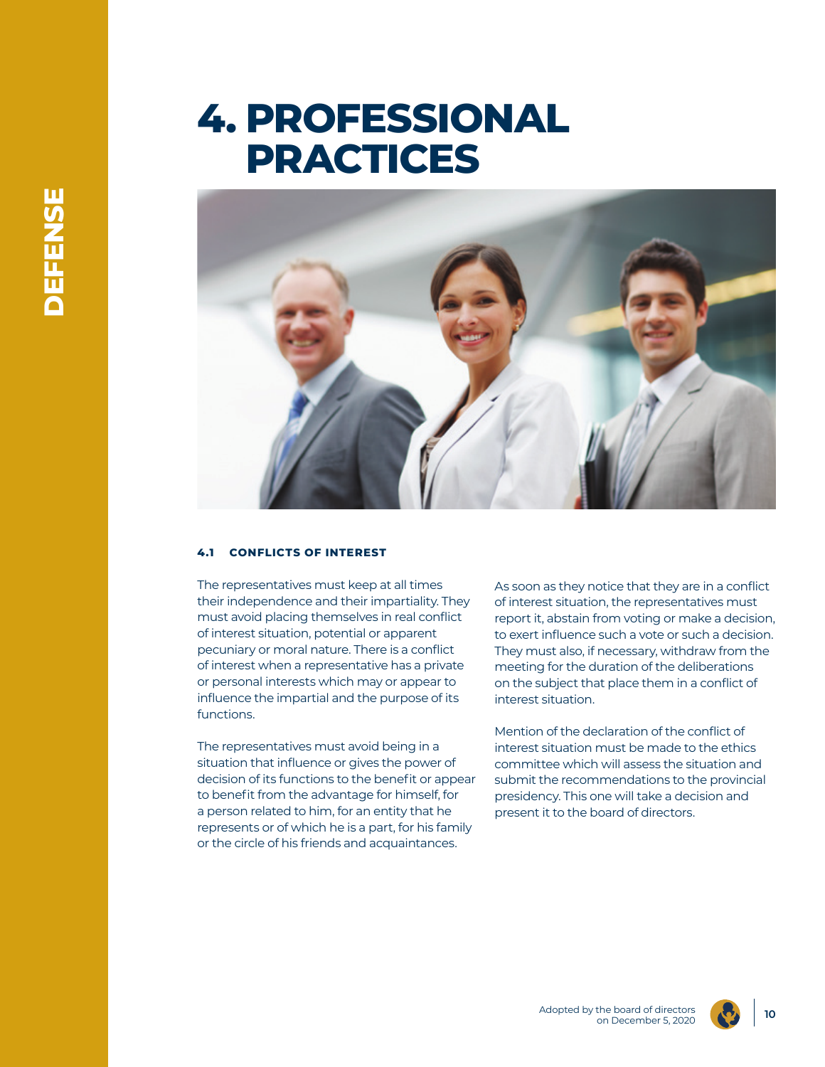# 4. PROFESSIONAL PRACTICES

### 4.1 CONFLICTS OF INTEREST

The representatives must keep at all times their independence and their impartiality. They must avoid placing themselves in real conflict of interest situation, potential or apparent pecuniary or moral nature. There is a conflict of interest when a representative has a private or personal interests which may or appear to influence the impartial and the purpose of its functions.

The representatives must avoid being in a situation that influence or gives the power of decision of its functions to the benefit or appear to benefit from the advantage for himself, for a person related to him, for an entity that he represents or of which he is a part, for his family or the circle of his friends and acquaintances.

As soon as they notice that they are in a conflict of interest situation, the representatives must report it, abstain from voting or make a decision, to exert influence such a vote or such a decision. They must also, if necessary, withdraw from the meeting for the duration of the deliberations on the subject that place them in a conflict of interest situation.

Mention of the declaration of the conflict of interest situation must be made to the ethics committee which will assess the situation and submit the recommendations to the provincial presidency. This one will take a decision and present it to the board of directors.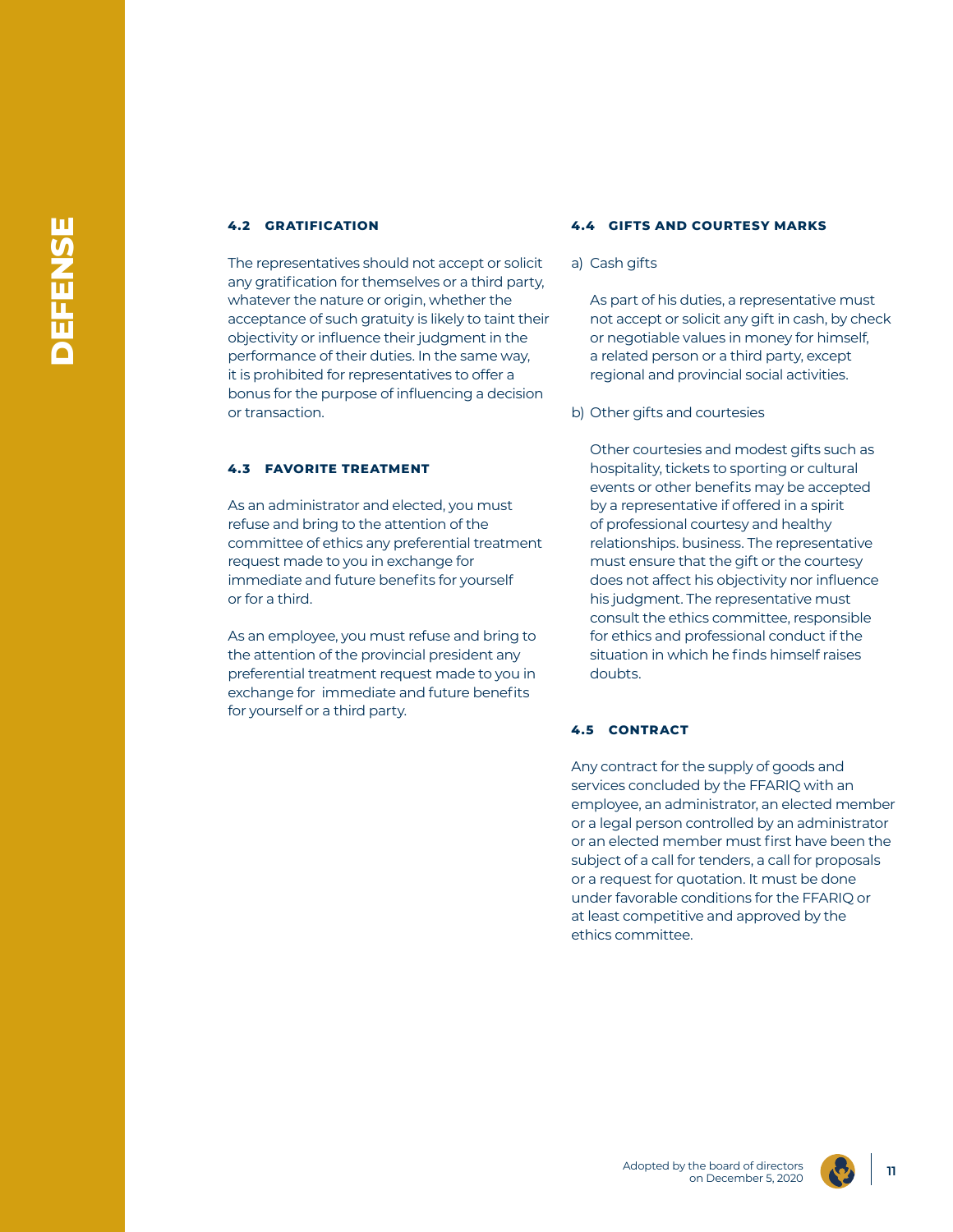## 4.2 GRATIFICATION

The representatives should not accept or solicit any gratification for themselves or a third party, whatever the nature or origin, whether the acceptance of such gratuity is likely to taint their objectivity or influence their judgment in the performance of their duties. In the same way, it is prohibited for representatives to offer a bonus for the purpose of influencing a decision or transaction.

## 4.3 FAVORITE TREATMENT

As an administrator and elected, you must refuse and bring to the attention of the committee of ethics any preferential treatment request made to you in exchange for immediate and future benefits for yourself or for a third.

As an employee, you must refuse and bring to the attention of the provincial president any preferential treatment request made to you in exchange for immediate and future benefits for yourself or a third party.

## 4.4 GIFTS AND COURTESY MARKS

a) Cash gifts

As part of his duties, a representative must not accept or solicit any gift in cash, by check or negotiable values in money for himself, a related person or a third party, except regional and provincial social activities.

b) Other gifts and courtesies

Other courtesies and modest gifts such as hospitality, tickets to sporting or cultural events or other benefits may be accepted by a representative if offered in a spirit of professional courtesy and healthy relationships. business. The representative must ensure that the gift or the courtesy does not affect his objectivity nor influence his judgment. The representative must consult the ethics committee, responsible for ethics and professional conduct if the situation in which he finds himself raises doubts.

## 4.5 CONTRACT

Any contract for the supply of goods and services concluded by the FFARIQ with an employee, an administrator, an elected member or a legal person controlled by an administrator or an elected member must first have been the subject of a call for tenders, a call for proposals or a request for quotation. It must be done under favorable conditions for the FFARIQ or at least competitive and approved by the ethics committee.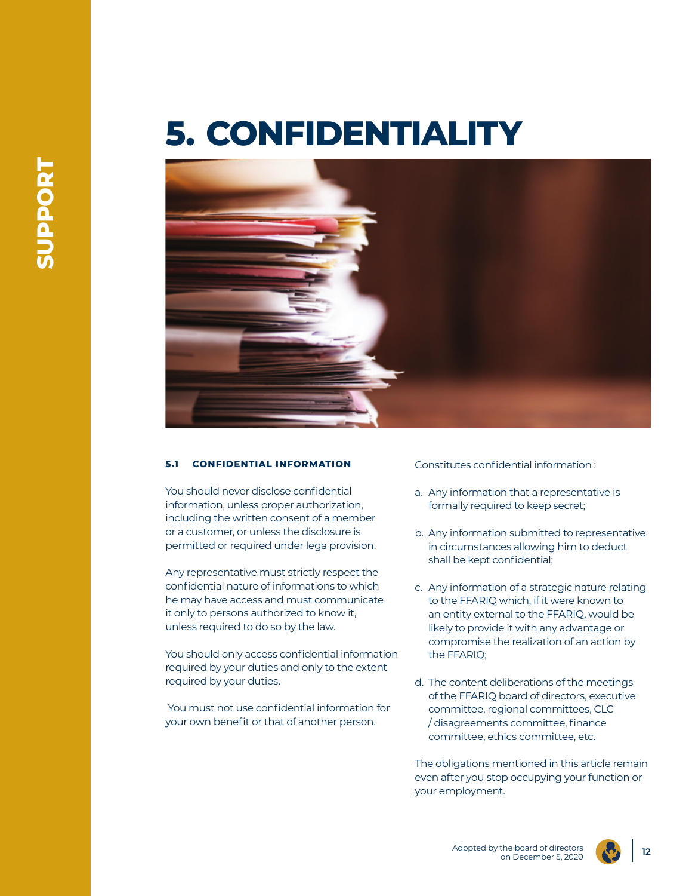# 5. CONFIDENTIALITY

### 5.1 CONFIDENTIAL INFORMATION

You should never disclose confidential information, unless proper authorization, including the written consent of a member or a customer, or unless the disclosure is permitted or required under lega provision.

Any representative must strictly respect the confidential nature of informations to which he may have access and must communicate it only to persons authorized to know it, unless required to do so by the law.

You should only access confidential information required by your duties and only to the extent required by your duties.

You must not use confidential information for your own benefit or that of another person.

Constitutes confidential information :

a. Any information that a representative is formally required to keep secret;

b. Any information submitted to representative in circumstances allowing him to deduct shall be kept confidential;

c. Any information of a strategic nature relating to the FFARIQ which, if it were known to an entity external to the FFARIQ, would be likely to provide it with any advantage or compromise the realization of an action by the FFARIQ;

d. The content deliberations of the meetings of the FFARIQ board of directors, executive committee, regional committees, CLC / disagreements committee, finance committee, ethics committee, etc.

The obligations mentioned in this article remain even after you stop occupying your function or your employment.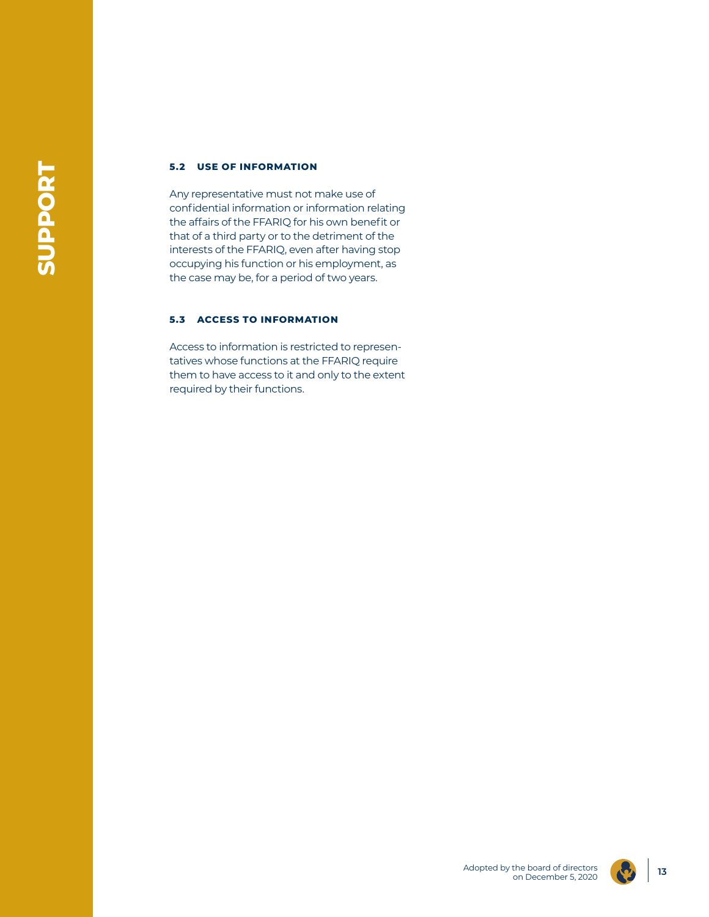### 5.2 USE OF INFORMATION

Any representative must not make use of confidential information or information relating the affairs of the FFARIQ for his own benefit or that of a third party or to the detriment of the interests of the FFARIQ, even after having stop occupying his function or his employment, as the case may be, for a period of two years.

### 5.3 ACCESS TO INFORMATION

Access to information is restricted to representatives whose functions at the FFARIQ require them to have access to it and only to the extent required by their functions.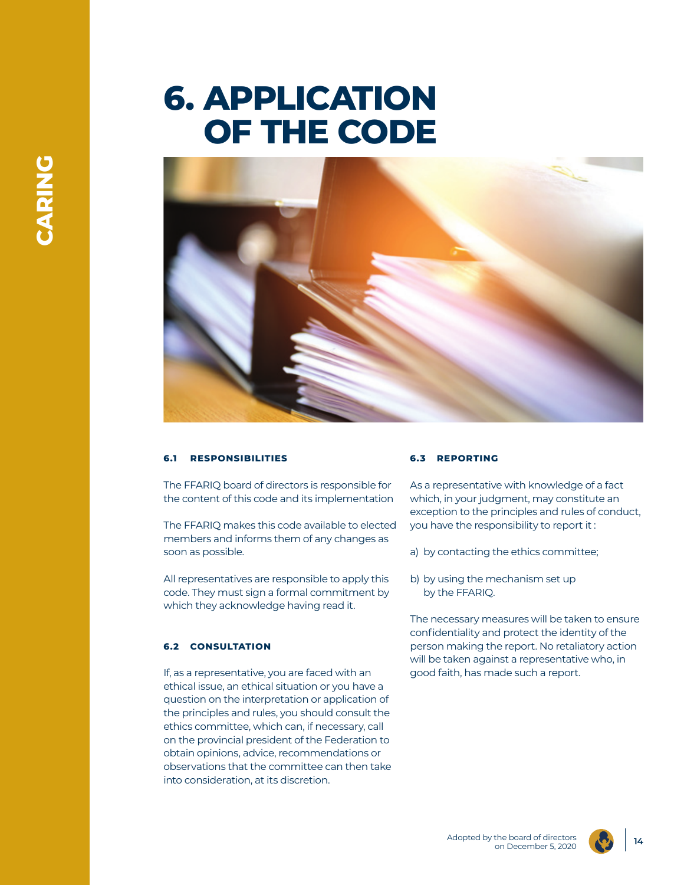# 6. APPLICATION OF THE CODE

### 6.1 RESPONSIBILITIES

The FFARIQ board of directors is responsible for the content of this code and its implementation

The FFARIQ makes this code available to elected members and informs them of any changes as soon as possible.

All representatives are responsible to apply this code. They must sign a formal commitment by which they acknowledge having read it.

### 6.2 CONSULTATION

If, as a representative, you are faced with an ethical issue, an ethical situation or you have a question on the interpretation or application of the principles and rules, you should consult the ethics committee, which can, if necessary, call on the provincial president of the Federation to obtain opinions, advice, recommendations or observations that the committee can then take into consideration, at its discretion.

### 6.3 REPORTING

As a representative with knowledge of a fact which, in your judgment, may constitute an exception to the principles and rules of conduct, you have the responsibility to report it :

a) by contacting the ethics committee;

b) by using the mechanism set up by the FFARIQ.

The necessary measures will be taken to ensure confidentiality and protect the identity of the person making the report. No retaliatory action will be taken against a representative who, in good faith, has made such a report.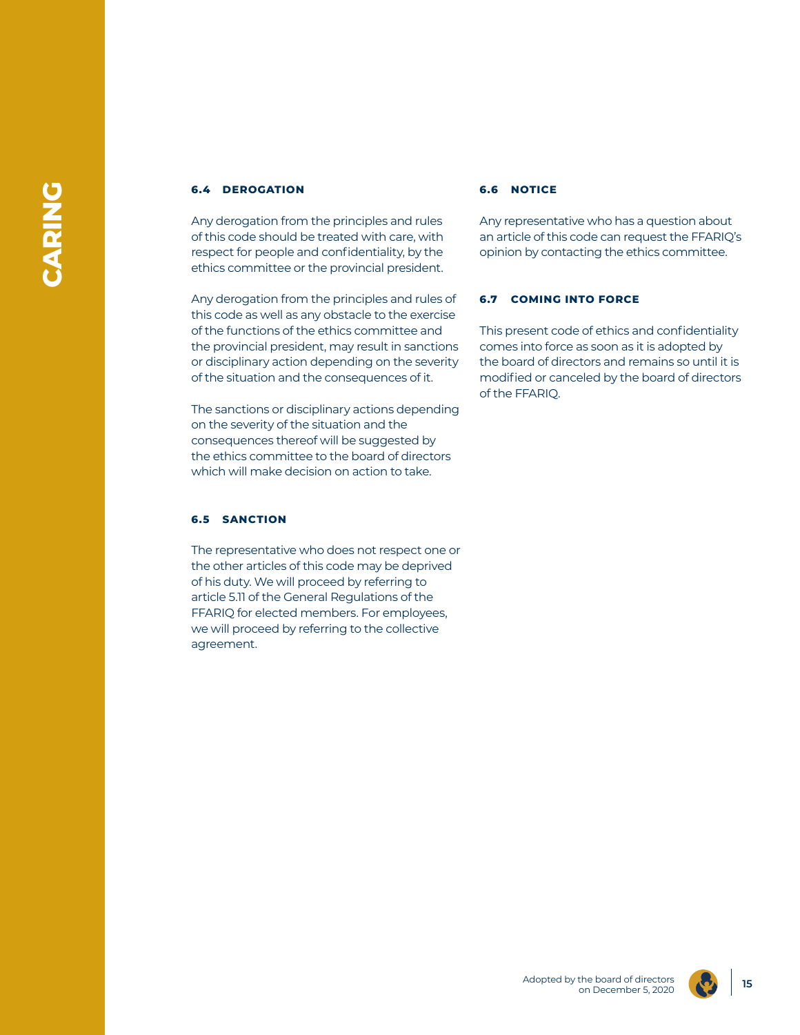### 6.4 DEROGATION

Any derogation from the principles and rules of this code should be treated with care, with respect for people and confidentiality, by the ethics committee or the provincial president.

Any derogation from the principles and rules of this code as well as any obstacle to the exercise of the functions of the ethics committee and the provincial president, may result in sanctions or disciplinary action depending on the severity of the situation and the consequences of it.

The sanctions or disciplinary actions depending on the severity of the situation and the consequences thereof will be suggested by the ethics committee to the board of directors which will make decision on action to take.

### 6.5 SANCTION

The representative who does not respect one or the other articles of this code may be deprived of his duty. We will proceed by referring to article 5.11 of the General Regulations of the FFARIQ for elected members. For employees, we will proceed by referring to the collective agreement.

### 6.6 NOTICE

Any representative who has a question about an article of this code can request the FFARIQ's opinion by contacting the ethics committee.

### 6.7 COMING INTO FORCE

This present code of ethics and confidentiality comes into force as soon as it is adopted by the board of directors and remains so until it is modified or canceled by the board of directors of the FFARIQ.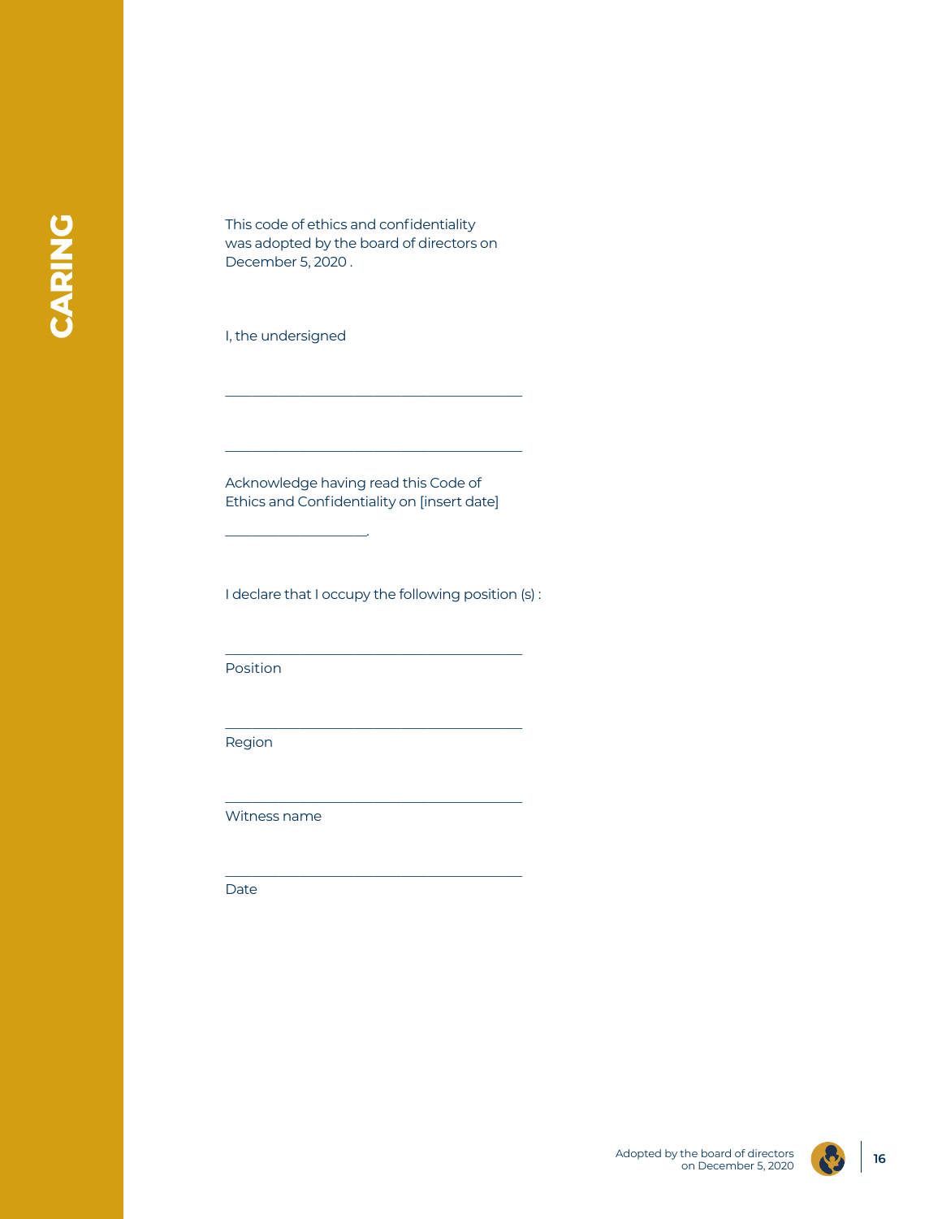This code of ethics and confidentiality was adopted by the board of directors on December 5, 2020 .

I, the undersigned

\_\_\_\_\_\_\_\_\_\_\_\_\_\_\_\_\_\_\_\_\_\_\_\_\_\_\_\_\_\_\_\_\_\_\_\_\_\_\_\_

\_\_\_\_\_\_\_\_\_\_\_\_\_\_\_\_\_\_\_\_\_\_\_\_\_\_\_\_\_\_\_\_\_\_\_\_\_\_\_\_

Acknowledge having read this Code of Ethics and Confidentiality on [insert date]

\_\_\_\_\_\_\_\_\_\_\_\_\_\_\_\_\_\_\_\_.

I declare that I occupy the following position (s) :

\_\_\_\_\_\_\_\_\_\_\_\_\_\_\_\_\_\_\_\_\_\_\_\_\_\_\_\_\_\_\_\_\_\_\_\_\_\_\_\_

Position

\_\_\_\_\_\_\_\_\_\_\_\_\_\_\_\_\_\_\_\_\_\_\_\_\_\_\_\_\_\_\_\_\_\_\_\_\_\_\_\_

Region

\_\_\_\_\_\_\_\_\_\_\_\_\_\_\_\_\_\_\_\_\_\_\_\_\_\_\_\_\_\_\_\_\_\_\_\_\_\_\_\_

Witness name

\_\_\_\_\_\_\_\_\_\_\_\_\_\_\_\_\_\_\_\_\_\_\_\_\_\_\_\_\_\_\_\_\_\_\_\_\_\_\_\_

Date